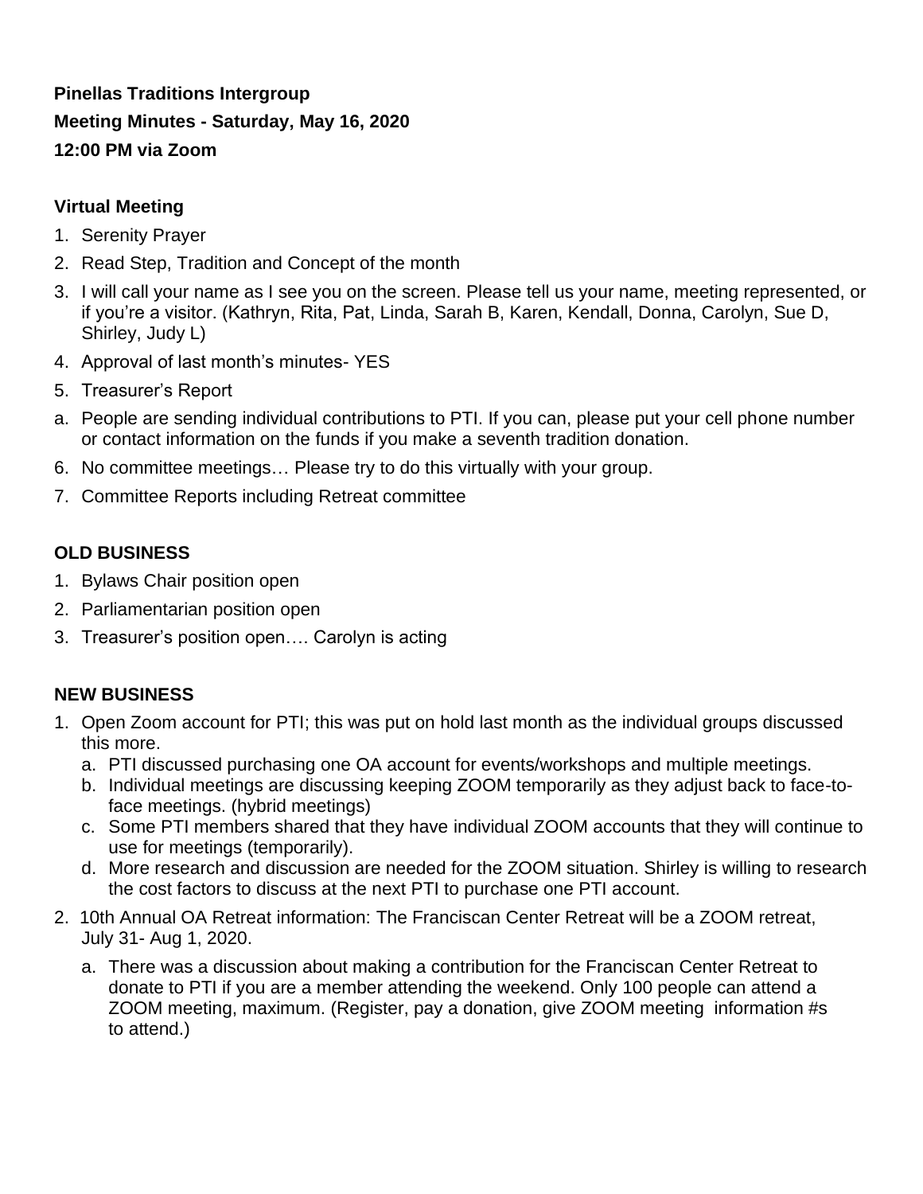**Pinellas Traditions Intergroup**

**Meeting Minutes - Saturday, May 16, 2020**

**12:00 PM via Zoom**

**Virtual Meeting**

1. Serenity Prayer
2. Read Step, Tradition and Concept of the month
3. I will call your name as I see you on the screen. Please tell us your name, meeting represented, or if you're a visitor. (Kathryn, Rita, Pat, Linda, Sarah B, Karen, Kendall, Donna, Carolyn, Sue D, Shirley, Judy L)
4. Approval of last month's minutes- YES
5. Treasurer's Report

a. People are sending individual contributions to PTI. If you can, please put your cell phone number or contact information on the funds if you make a seventh tradition donation.

6. No committee meetings… Please try to do this virtually with your group.
7. Committee Reports including Retreat committee

**OLD BUSINESS**

1. Bylaws Chair position open
2. Parliamentarian position open
3. Treasurer's position open…. Carolyn is acting

**NEW BUSINESS**

1. Open Zoom account for PTI; this was put on hold last month as the individual groups discussed this more.
   a. PTI discussed purchasing one OA account for events/workshops and multiple meetings.
   b. Individual meetings are discussing keeping ZOOM temporarily as they adjust back to face-to-face meetings. (hybrid meetings)
   c. Some PTI members shared that they have individual ZOOM accounts that they will continue to use for meetings (temporarily).
   d. More research and discussion are needed for the ZOOM situation. Shirley is willing to research the cost factors to discuss at the next PTI to purchase one PTI account.
2. 10th Annual OA Retreat information: The Franciscan Center Retreat will be a ZOOM retreat, July 31- Aug 1, 2020.
   a. There was a discussion about making a contribution for the Franciscan Center Retreat to donate to PTI if you are a member attending the weekend. Only 100 people can attend a ZOOM meeting, maximum. (Register, pay a donation, give ZOOM meeting information #s to attend.)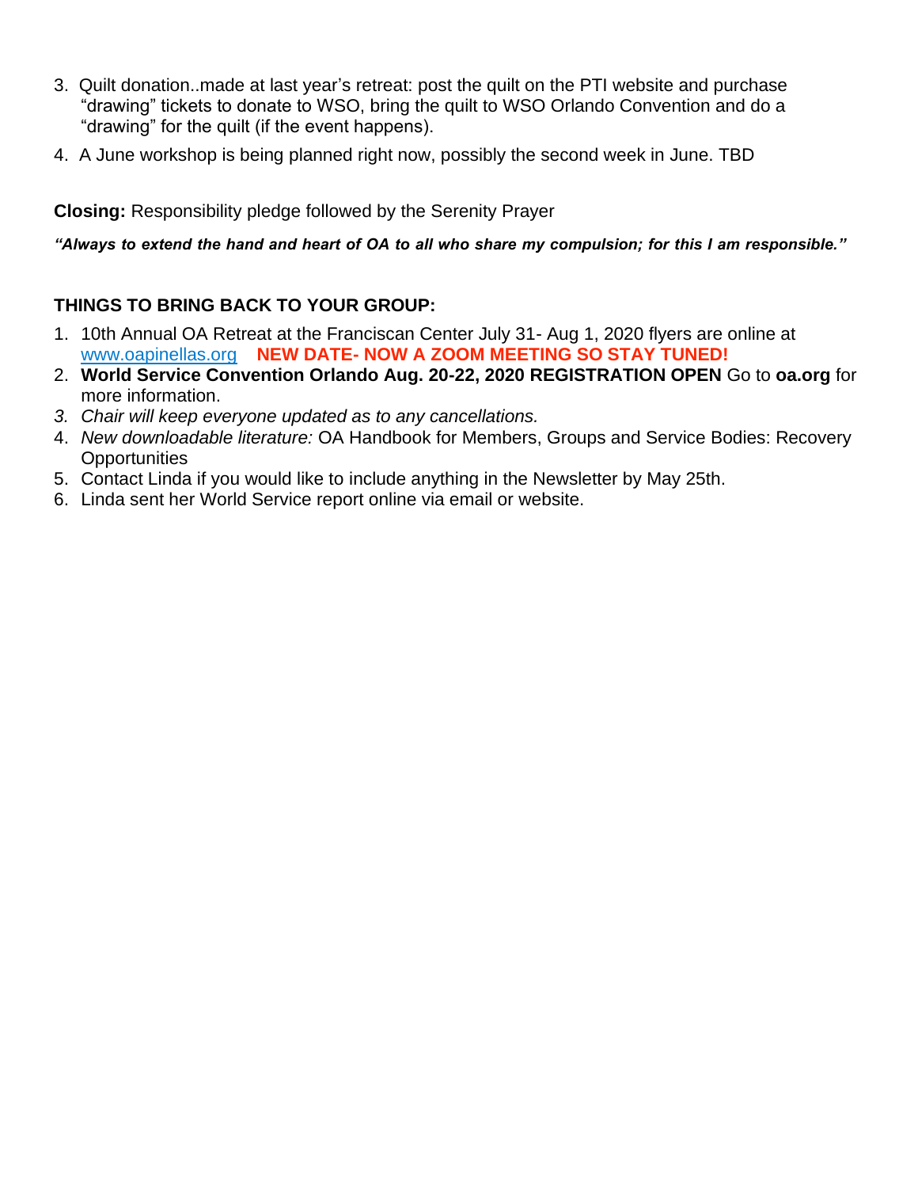3. Quilt donation..made at last year's retreat: post the quilt on the PTI website and purchase "drawing" tickets to donate to WSO, bring the quilt to WSO Orlando Convention and do a "drawing" for the quilt (if the event happens).
4. A June workshop is being planned right now, possibly the second week in June. TBD

**Closing:** Responsibility pledge followed by the Serenity Prayer

***"Always to extend the hand and heart of OA to all who share my compulsion; for this I am responsible."***

**THINGS TO BRING BACK TO YOUR GROUP:**

1. 10th Annual OA Retreat at the Franciscan Center July 31- Aug 1, 2020 flyers are online at www.oapinellas.org **NEW DATE- NOW A ZOOM MEETING SO STAY TUNED!**
2. **World Service Convention Orlando Aug. 20-22, 2020 REGISTRATION OPEN** Go to **oa.org** for more information.
3. *Chair will keep everyone updated as to any cancellations.*
4. *New downloadable literature:* OA Handbook for Members, Groups and Service Bodies: Recovery Opportunities
5. Contact Linda if you would like to include anything in the Newsletter by May 25th.
6. Linda sent her World Service report online via email or website.